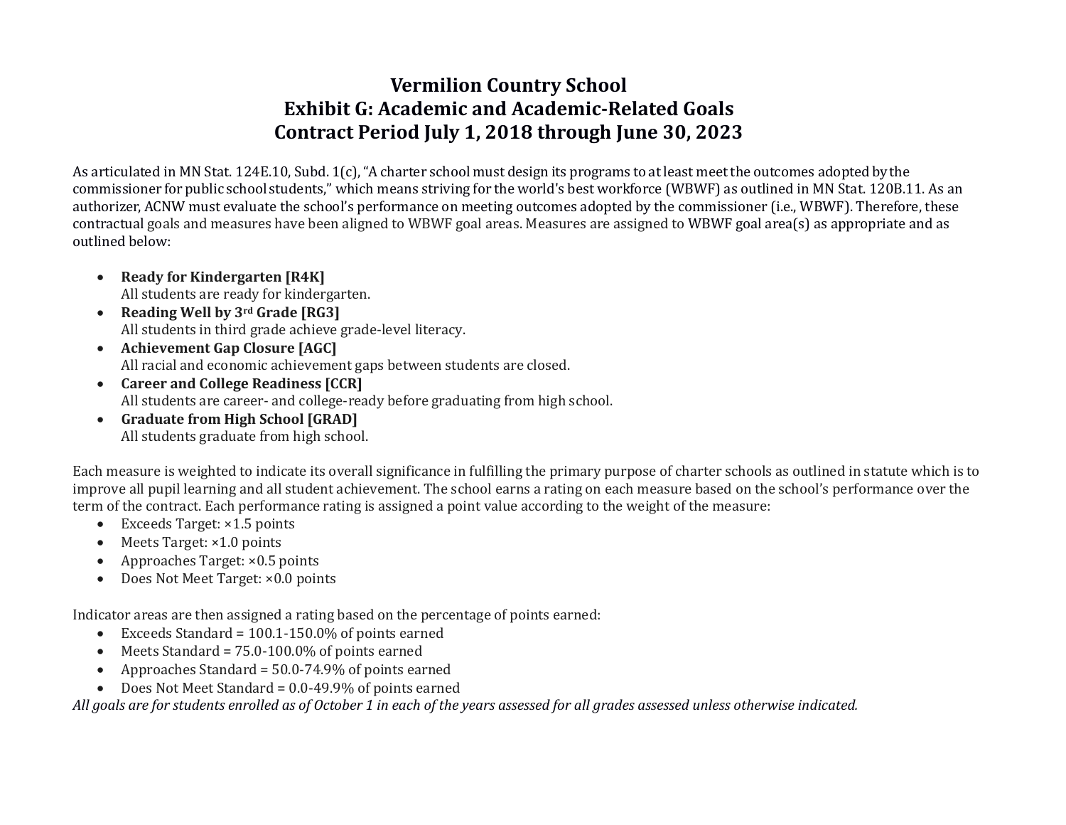# Vermilion Country School
# Exhibit G: Academic and Academic-Related Goals
# Contract Period July 1, 2018 through June 30, 2023

As articulated in MN Stat. 124E.10, Subd. 1(c), "A charter school must design its programs to at least meet the outcomes adopted by the commissioner for public school students," which means striving for the world's best workforce (WBWF) as outlined in MN Stat. 120B.11. As an authorizer, ACNW must evaluate the school's performance on meeting outcomes adopted by the commissioner (i.e., WBWF). Therefore, these contractual goals and measures have been aligned to WBWF goal areas. Measures are assigned to WBWF goal area(s) as appropriate and as outlined below:

- **Ready for Kindergarten [R4K]**
  All students are ready for kindergarten.
- **Reading Well by 3rd Grade [RG3]**
  All students in third grade achieve grade-level literacy.
- **Achievement Gap Closure [AGC]**
  All racial and economic achievement gaps between students are closed.
- **Career and College Readiness [CCR]**
  All students are career- and college-ready before graduating from high school.
- **Graduate from High School [GRAD]**
  All students graduate from high school.

Each measure is weighted to indicate its overall significance in fulfilling the primary purpose of charter schools as outlined in statute which is to improve all pupil learning and all student achievement. The school earns a rating on each measure based on the school's performance over the term of the contract. Each performance rating is assigned a point value according to the weight of the measure:

- Exceeds Target: ×1.5 points
- Meets Target: ×1.0 points
- Approaches Target: ×0.5 points
- Does Not Meet Target: ×0.0 points

Indicator areas are then assigned a rating based on the percentage of points earned:

- Exceeds Standard = 100.1-150.0% of points earned
- Meets Standard = 75.0-100.0% of points earned
- Approaches Standard = 50.0-74.9% of points earned
- Does Not Meet Standard = 0.0-49.9% of points earned

*All goals are for students enrolled as of October 1 in each of the years assessed for all grades assessed unless otherwise indicated.*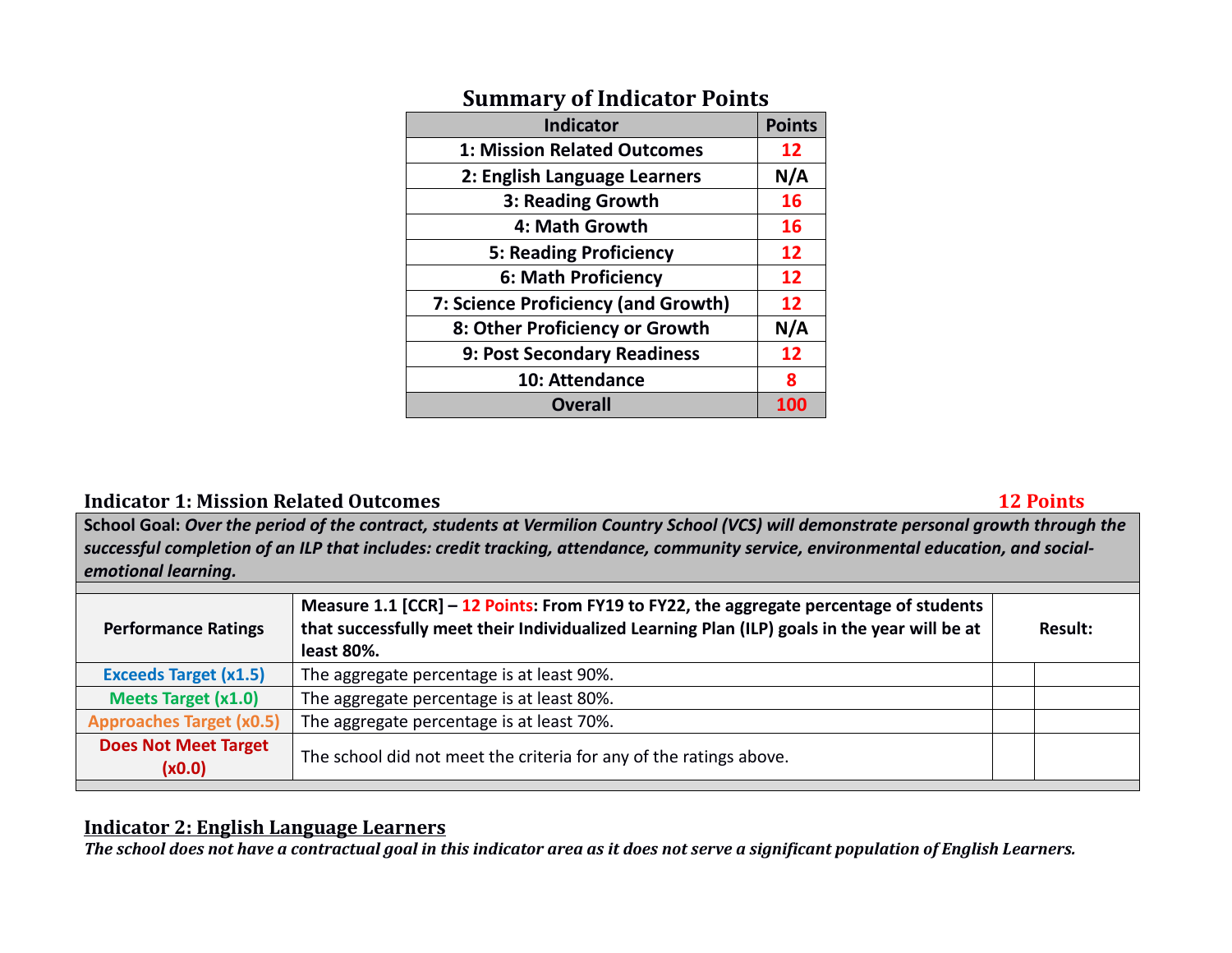## Summary of Indicator Points

| Indicator | Points |
|---|---|
| 1: Mission Related Outcomes | 12 |
| 2: English Language Learners | N/A |
| 3: Reading Growth | 16 |
| 4: Math Growth | 16 |
| 5: Reading Proficiency | 12 |
| 6: Math Proficiency | 12 |
| 7: Science Proficiency (and Growth) | 12 |
| 8: Other Proficiency or Growth | N/A |
| 9: Post Secondary Readiness | 12 |
| 10: Attendance | 8 |
| **Overall** | **100** |

## Indicator 1: Mission Related Outcomes — 12 Points

**School Goal:** *Over the period of the contract, students at Vermilion Country School (VCS) will demonstrate personal growth through the successful completion of an ILP that includes: credit tracking, attendance, community service, environmental education, and social-emotional learning.*

| Performance Ratings | Measure 1.1 [CCR] – 12 Points: From FY19 to FY22, the aggregate percentage of students that successfully meet their Individualized Learning Plan (ILP) goals in the year will be at least 80%. | Result: | |
|---|---|---|---|
| Exceeds Target (x1.5) | The aggregate percentage is at least 90%. | | |
| Meets Target (x1.0) | The aggregate percentage is at least 80%. | | |
| Approaches Target (x0.5) | The aggregate percentage is at least 70%. | | |
| Does Not Meet Target (x0.0) | The school did not meet the criteria for any of the ratings above. | | |

## Indicator 2: English Language Learners

***The school does not have a contractual goal in this indicator area as it does not serve a significant population of English Learners.***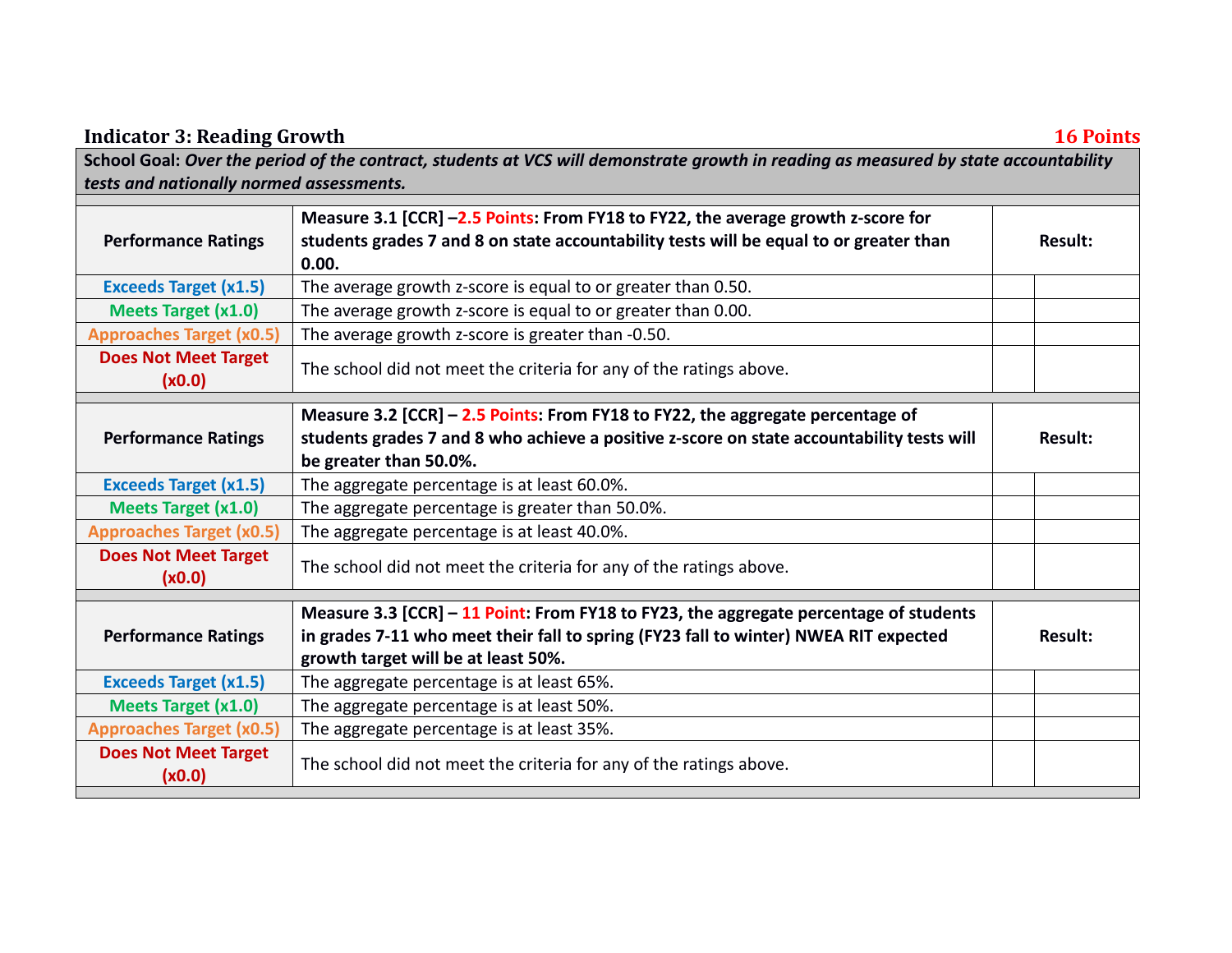**Indicator 3: Reading Growth** **16 Points**

| School Goal: *Over the period of the contract, students at VCS will demonstrate growth in reading as measured by state accountability tests and nationally normed assessments.* | | | |
|---|---|---|---|
| **Performance Ratings** | **Measure 3.1 [CCR] –2.5 Points: From FY18 to FY22, the average growth z-score for students grades 7 and 8 on state accountability tests will be equal to or greater than 0.00.** | **Result:** | |
| Exceeds Target (x1.5) | The average growth z-score is equal to or greater than 0.50. | | |
| Meets Target (x1.0) | The average growth z-score is equal to or greater than 0.00. | | |
| Approaches Target (x0.5) | The average growth z-score is greater than -0.50. | | |
| Does Not Meet Target (x0.0) | The school did not meet the criteria for any of the ratings above. | | |
| **Performance Ratings** | **Measure 3.2 [CCR] – 2.5 Points: From FY18 to FY22, the aggregate percentage of students grades 7 and 8 who achieve a positive z-score on state accountability tests will be greater than 50.0%.** | **Result:** | |
| Exceeds Target (x1.5) | The aggregate percentage is at least 60.0%. | | |
| Meets Target (x1.0) | The aggregate percentage is greater than 50.0%. | | |
| Approaches Target (x0.5) | The aggregate percentage is at least 40.0%. | | |
| Does Not Meet Target (x0.0) | The school did not meet the criteria for any of the ratings above. | | |
| **Performance Ratings** | **Measure 3.3 [CCR] – 11 Point: From FY18 to FY23, the aggregate percentage of students in grades 7-11 who meet their fall to spring (FY23 fall to winter) NWEA RIT expected growth target will be at least 50%.** | **Result:** | |
| Exceeds Target (x1.5) | The aggregate percentage is at least 65%. | | |
| Meets Target (x1.0) | The aggregate percentage is at least 50%. | | |
| Approaches Target (x0.5) | The aggregate percentage is at least 35%. | | |
| Does Not Meet Target (x0.0) | The school did not meet the criteria for any of the ratings above. | | |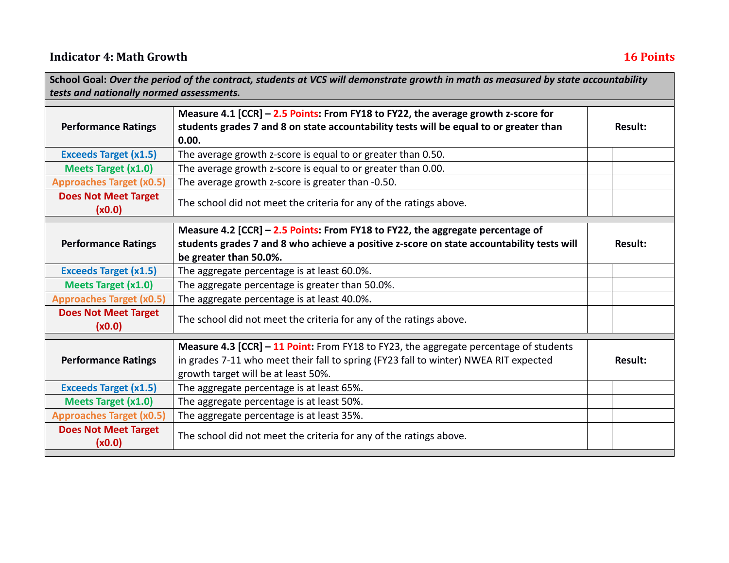## Indicator 4: Math Growth **16 Points**

| **School Goal:** ***Over the period of the contract, students at VCS will demonstrate growth in math as measured by state accountability tests and nationally normed assessments.*** | | | |
|---|---|---|---|
| **Performance Ratings** | **Measure 4.1 [CCR] – 2.5 Points: From FY18 to FY22, the average growth z-score for students grades 7 and 8 on state accountability tests will be equal to or greater than 0.00.** | **Result:** | |
| **Exceeds Target (x1.5)** | The average growth z-score is equal to or greater than 0.50. | | |
| **Meets Target (x1.0)** | The average growth z-score is equal to or greater than 0.00. | | |
| **Approaches Target (x0.5)** | The average growth z-score is greater than -0.50. | | |
| **Does Not Meet Target (x0.0)** | The school did not meet the criteria for any of the ratings above. | | |
| **Performance Ratings** | **Measure 4.2 [CCR] – 2.5 Points: From FY18 to FY22, the aggregate percentage of students grades 7 and 8 who achieve a positive z-score on state accountability tests will be greater than 50.0%.** | **Result:** | |
| **Exceeds Target (x1.5)** | The aggregate percentage is at least 60.0%. | | |
| **Meets Target (x1.0)** | The aggregate percentage is greater than 50.0%. | | |
| **Approaches Target (x0.5)** | The aggregate percentage is at least 40.0%. | | |
| **Does Not Meet Target (x0.0)** | The school did not meet the criteria for any of the ratings above. | | |
| **Performance Ratings** | **Measure 4.3 [CCR] – 11 Point:** From FY18 to FY23, the aggregate percentage of students in grades 7-11 who meet their fall to spring (FY23 fall to winter) NWEA RIT expected growth target will be at least 50%. | **Result:** | |
| **Exceeds Target (x1.5)** | The aggregate percentage is at least 65%. | | |
| **Meets Target (x1.0)** | The aggregate percentage is at least 50%. | | |
| **Approaches Target (x0.5)** | The aggregate percentage is at least 35%. | | |
| **Does Not Meet Target (x0.0)** | The school did not meet the criteria for any of the ratings above. | | |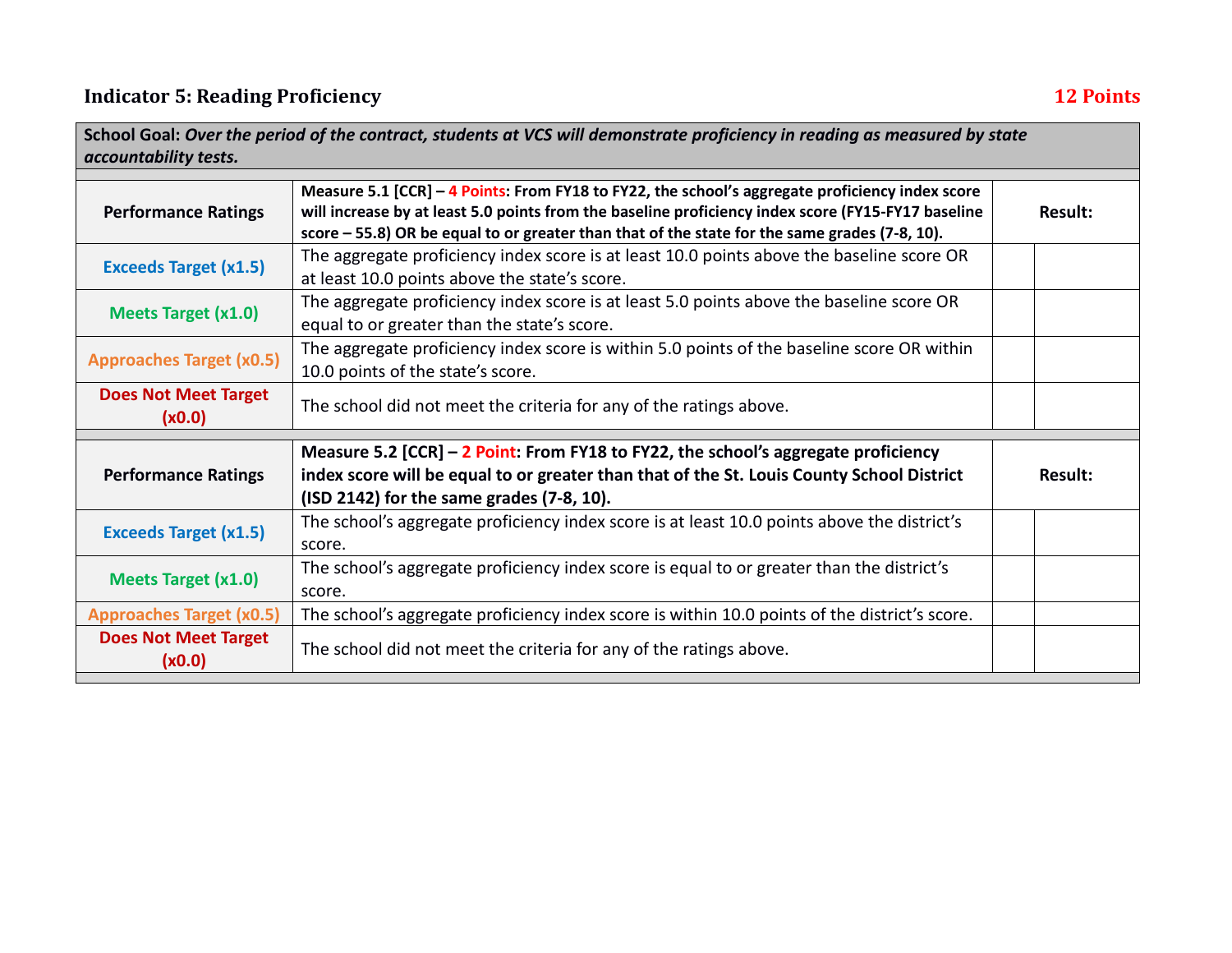### Indicator 5: Reading Proficiency — 12 Points

| School Goal: *Over the period of the contract, students at VCS will demonstrate proficiency in reading as measured by state accountability tests.* | | | |
|---|---|---|---|
| **Performance Ratings** | **Measure 5.1 [CCR] – 4 Points: From FY18 to FY22, the school's aggregate proficiency index score will increase by at least 5.0 points from the baseline proficiency index score (FY15-FY17 baseline score – 55.8) OR be equal to or greater than that of the state for the same grades (7-8, 10).** | **Result:** | |
| Exceeds Target (x1.5) | The aggregate proficiency index score is at least 10.0 points above the baseline score OR at least 10.0 points above the state's score. | | |
| Meets Target (x1.0) | The aggregate proficiency index score is at least 5.0 points above the baseline score OR equal to or greater than the state's score. | | |
| Approaches Target (x0.5) | The aggregate proficiency index score is within 5.0 points of the baseline score OR within 10.0 points of the state's score. | | |
| Does Not Meet Target (x0.0) | The school did not meet the criteria for any of the ratings above. | | |
| **Performance Ratings** | **Measure 5.2 [CCR] – 2 Point: From FY18 to FY22, the school's aggregate proficiency index score will be equal to or greater than that of the St. Louis County School District (ISD 2142) for the same grades (7-8, 10).** | **Result:** | |
| Exceeds Target (x1.5) | The school's aggregate proficiency index score is at least 10.0 points above the district's score. | | |
| Meets Target (x1.0) | The school's aggregate proficiency index score is equal to or greater than the district's score. | | |
| Approaches Target (x0.5) | The school's aggregate proficiency index score is within 10.0 points of the district's score. | | |
| Does Not Meet Target (x0.0) | The school did not meet the criteria for any of the ratings above. | | |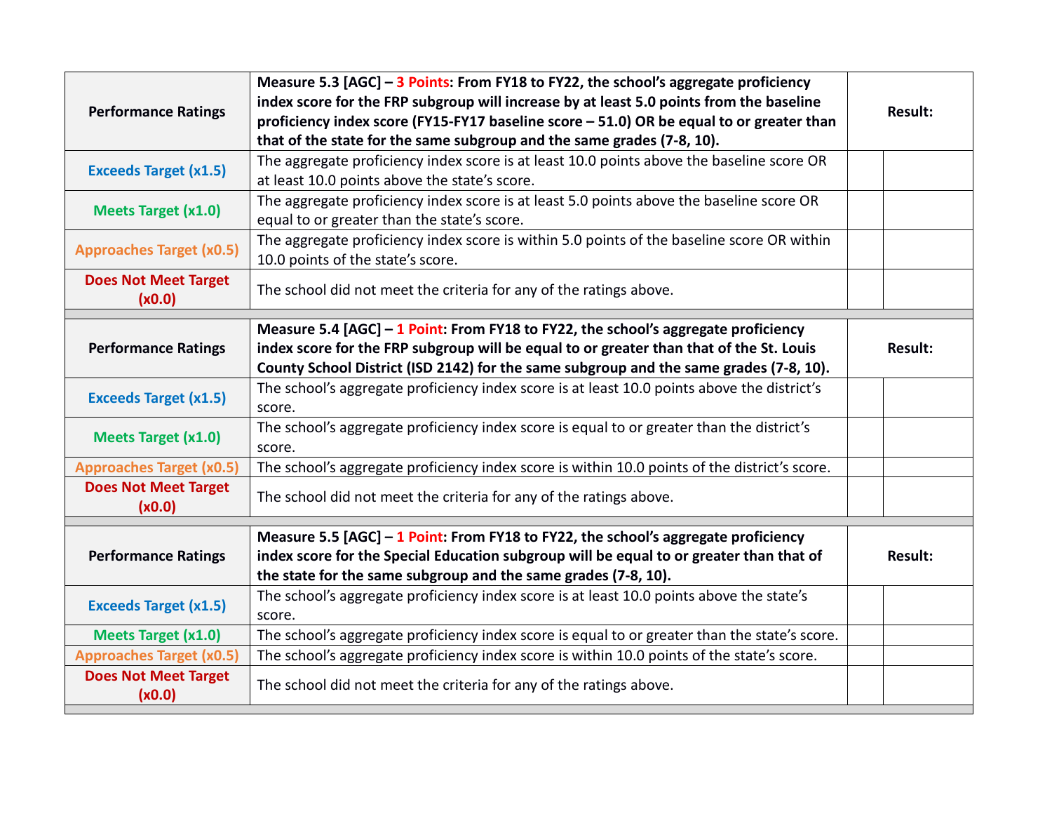| Performance Ratings | Measure 5.3 [AGC] – 3 Points: From FY18 to FY22, the school's aggregate proficiency index score for the FRP subgroup will increase by at least 5.0 points from the baseline proficiency index score (FY15-FY17 baseline score – 51.0) OR be equal to or greater than that of the state for the same subgroup and the same grades (7-8, 10). | Result: | |
|---|---|---|---|
| Exceeds Target (x1.5) | The aggregate proficiency index score is at least 10.0 points above the baseline score OR at least 10.0 points above the state's score. | | |
| Meets Target (x1.0) | The aggregate proficiency index score is at least 5.0 points above the baseline score OR equal to or greater than the state's score. | | |
| Approaches Target (x0.5) | The aggregate proficiency index score is within 5.0 points of the baseline score OR within 10.0 points of the state's score. | | |
| Does Not Meet Target (x0.0) | The school did not meet the criteria for any of the ratings above. | | |

| Performance Ratings | Measure 5.4 [AGC] – 1 Point: From FY18 to FY22, the school's aggregate proficiency index score for the FRP subgroup will be equal to or greater than that of the St. Louis County School District (ISD 2142) for the same subgroup and the same grades (7-8, 10). | Result: | |
|---|---|---|---|
| Exceeds Target (x1.5) | The school's aggregate proficiency index score is at least 10.0 points above the district's score. | | |
| Meets Target (x1.0) | The school's aggregate proficiency index score is equal to or greater than the district's score. | | |
| Approaches Target (x0.5) | The school's aggregate proficiency index score is within 10.0 points of the district's score. | | |
| Does Not Meet Target (x0.0) | The school did not meet the criteria for any of the ratings above. | | |

| Performance Ratings | Measure 5.5 [AGC] – 1 Point: From FY18 to FY22, the school's aggregate proficiency index score for the Special Education subgroup will be equal to or greater than that of the state for the same subgroup and the same grades (7-8, 10). | Result: | |
|---|---|---|---|
| Exceeds Target (x1.5) | The school's aggregate proficiency index score is at least 10.0 points above the state's score. | | |
| Meets Target (x1.0) | The school's aggregate proficiency index score is equal to or greater than the state's score. | | |
| Approaches Target (x0.5) | The school's aggregate proficiency index score is within 10.0 points of the state's score. | | |
| Does Not Meet Target (x0.0) | The school did not meet the criteria for any of the ratings above. | | |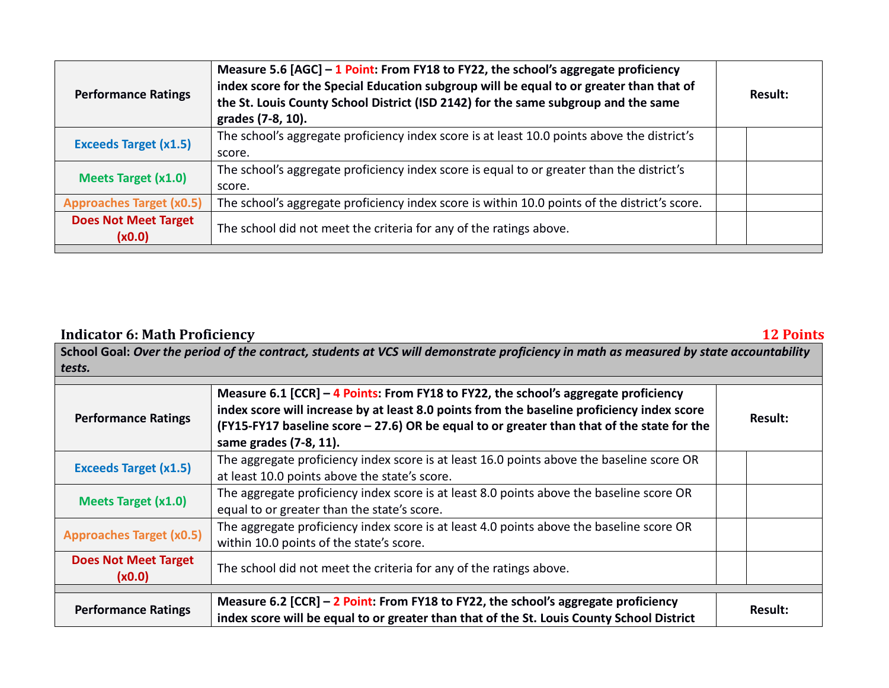| Performance Ratings | **Measure 5.6 [AGC] – 1 Point: From FY18 to FY22, the school's aggregate proficiency index score for the Special Education subgroup will be equal to or greater than that of the St. Louis County School District (ISD 2142) for the same subgroup and the same grades (7-8, 10).** | Result: | |
|---|---|---|---|
| Exceeds Target (x1.5) | The school's aggregate proficiency index score is at least 10.0 points above the district's score. | | |
| Meets Target (x1.0) | The school's aggregate proficiency index score is equal to or greater than the district's score. | | |
| Approaches Target (x0.5) | The school's aggregate proficiency index score is within 10.0 points of the district's score. | | |
| Does Not Meet Target (x0.0) | The school did not meet the criteria for any of the ratings above. | | |

## Indicator 6: Math Proficiency — 12 Points

**School Goal:** ***Over the period of the contract, students at VCS will demonstrate proficiency in math as measured by state accountability tests.***

| Performance Ratings | **Measure 6.1 [CCR] – 4 Points: From FY18 to FY22, the school's aggregate proficiency index score will increase by at least 8.0 points from the baseline proficiency index score (FY15-FY17 baseline score – 27.6) OR be equal to or greater than that of the state for the same grades (7-8, 11).** | Result: | |
|---|---|---|---|
| Exceeds Target (x1.5) | The aggregate proficiency index score is at least 16.0 points above the baseline score OR at least 10.0 points above the state's score. | | |
| Meets Target (x1.0) | The aggregate proficiency index score is at least 8.0 points above the baseline score OR equal to or greater than the state's score. | | |
| Approaches Target (x0.5) | The aggregate proficiency index score is at least 4.0 points above the baseline score OR within 10.0 points of the state's score. | | |
| Does Not Meet Target (x0.0) | The school did not meet the criteria for any of the ratings above. | | |

| Performance Ratings | **Measure 6.2 [CCR] – 2 Point: From FY18 to FY22, the school's aggregate proficiency index score will be equal to or greater than that of the St. Louis County School District** | Result: |
|---|---|---|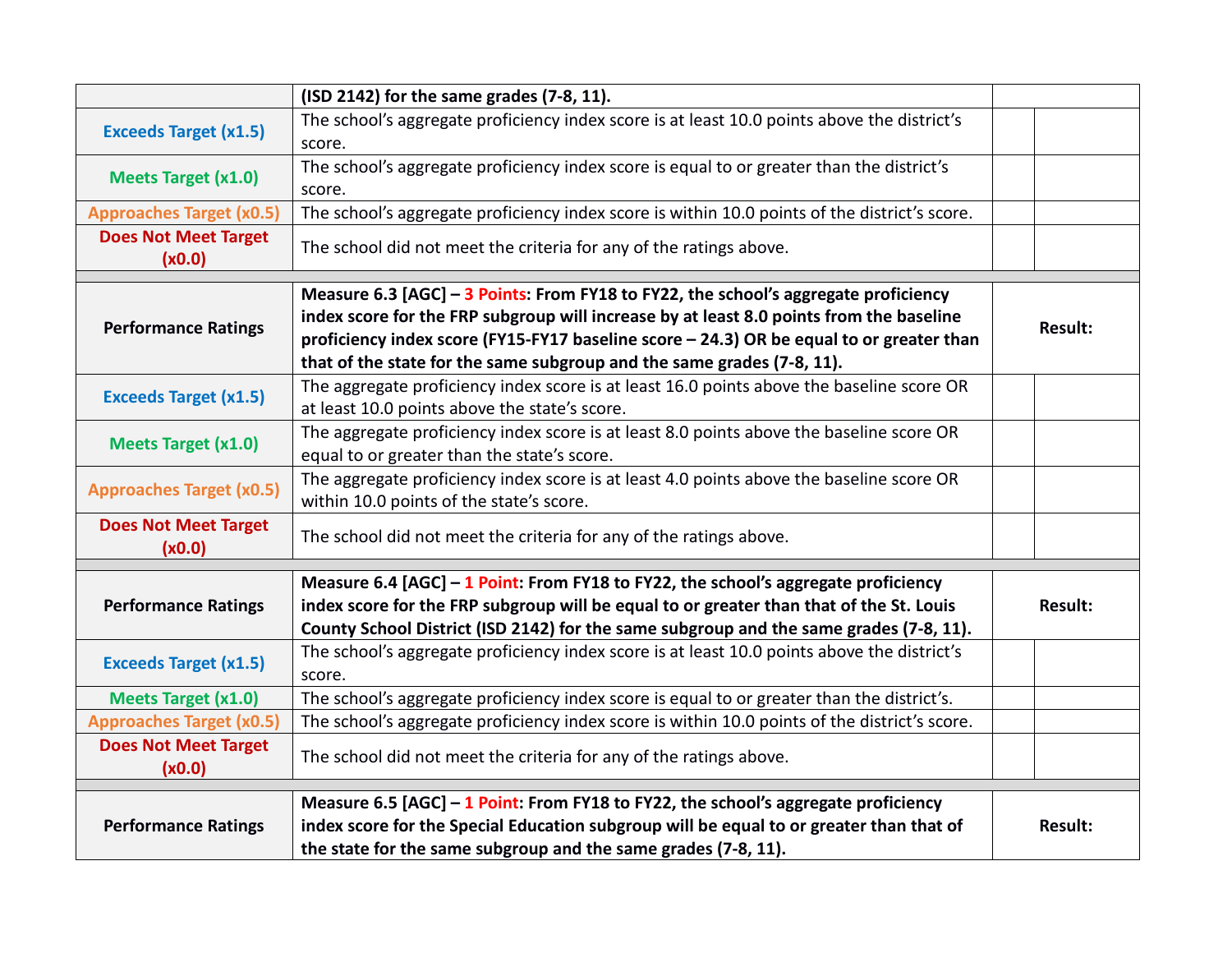| | (ISD 2142) for the same grades (7-8, 11). | | |
|---|---|---|---|
| Exceeds Target (x1.5) | The school's aggregate proficiency index score is at least 10.0 points above the district's score. | | |
| Meets Target (x1.0) | The school's aggregate proficiency index score is equal to or greater than the district's score. | | |
| Approaches Target (x0.5) | The school's aggregate proficiency index score is within 10.0 points of the district's score. | | |
| Does Not Meet Target (x0.0) | The school did not meet the criteria for any of the ratings above. | | |

| Performance Ratings | **Measure 6.3 [AGC] – 3 Points: From FY18 to FY22, the school's aggregate proficiency index score for the FRP subgroup will increase by at least 8.0 points from the baseline proficiency index score (FY15-FY17 baseline score – 24.3) OR be equal to or greater than that of the state for the same subgroup and the same grades (7-8, 11).** | Result: | |
|---|---|---|---|
| Exceeds Target (x1.5) | The aggregate proficiency index score is at least 16.0 points above the baseline score OR at least 10.0 points above the state's score. | | |
| Meets Target (x1.0) | The aggregate proficiency index score is at least 8.0 points above the baseline score OR equal to or greater than the state's score. | | |
| Approaches Target (x0.5) | The aggregate proficiency index score is at least 4.0 points above the baseline score OR within 10.0 points of the state's score. | | |
| Does Not Meet Target (x0.0) | The school did not meet the criteria for any of the ratings above. | | |

| Performance Ratings | **Measure 6.4 [AGC] – 1 Point: From FY18 to FY22, the school's aggregate proficiency index score for the FRP subgroup will be equal to or greater than that of the St. Louis County School District (ISD 2142) for the same subgroup and the same grades (7-8, 11).** | Result: | |
|---|---|---|---|
| Exceeds Target (x1.5) | The school's aggregate proficiency index score is at least 10.0 points above the district's score. | | |
| Meets Target (x1.0) | The school's aggregate proficiency index score is equal to or greater than the district's. | | |
| Approaches Target (x0.5) | The school's aggregate proficiency index score is within 10.0 points of the district's score. | | |
| Does Not Meet Target (x0.0) | The school did not meet the criteria for any of the ratings above. | | |

| Performance Ratings | **Measure 6.5 [AGC] – 1 Point: From FY18 to FY22, the school's aggregate proficiency index score for the Special Education subgroup will be equal to or greater than that of the state for the same subgroup and the same grades (7-8, 11).** | Result: |
|---|---|---|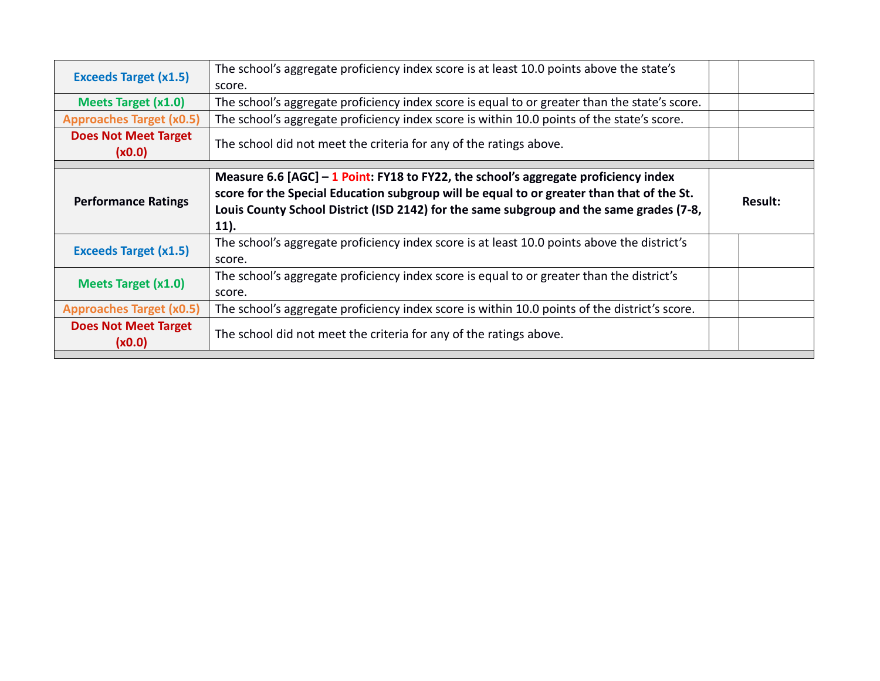| | | | |
|---|---|---|---|
| **Exceeds Target (x1.5)** | The school's aggregate proficiency index score is at least 10.0 points above the state's score. | | |
| **Meets Target (x1.0)** | The school's aggregate proficiency index score is equal to or greater than the state's score. | | |
| **Approaches Target (x0.5)** | The school's aggregate proficiency index score is within 10.0 points of the state's score. | | |
| **Does Not Meet Target (x0.0)** | The school did not meet the criteria for any of the ratings above. | | |

| **Performance Ratings** | **Measure 6.6 [AGC] – 1 Point: FY18 to FY22, the school's aggregate proficiency index score for the Special Education subgroup will be equal to or greater than that of the St. Louis County School District (ISD 2142) for the same subgroup and the same grades (7-8, 11).** | **Result:** | |
|---|---|---|---|
| **Exceeds Target (x1.5)** | The school's aggregate proficiency index score is at least 10.0 points above the district's score. | | |
| **Meets Target (x1.0)** | The school's aggregate proficiency index score is equal to or greater than the district's score. | | |
| **Approaches Target (x0.5)** | The school's aggregate proficiency index score is within 10.0 points of the district's score. | | |
| **Does Not Meet Target (x0.0)** | The school did not meet the criteria for any of the ratings above. | | |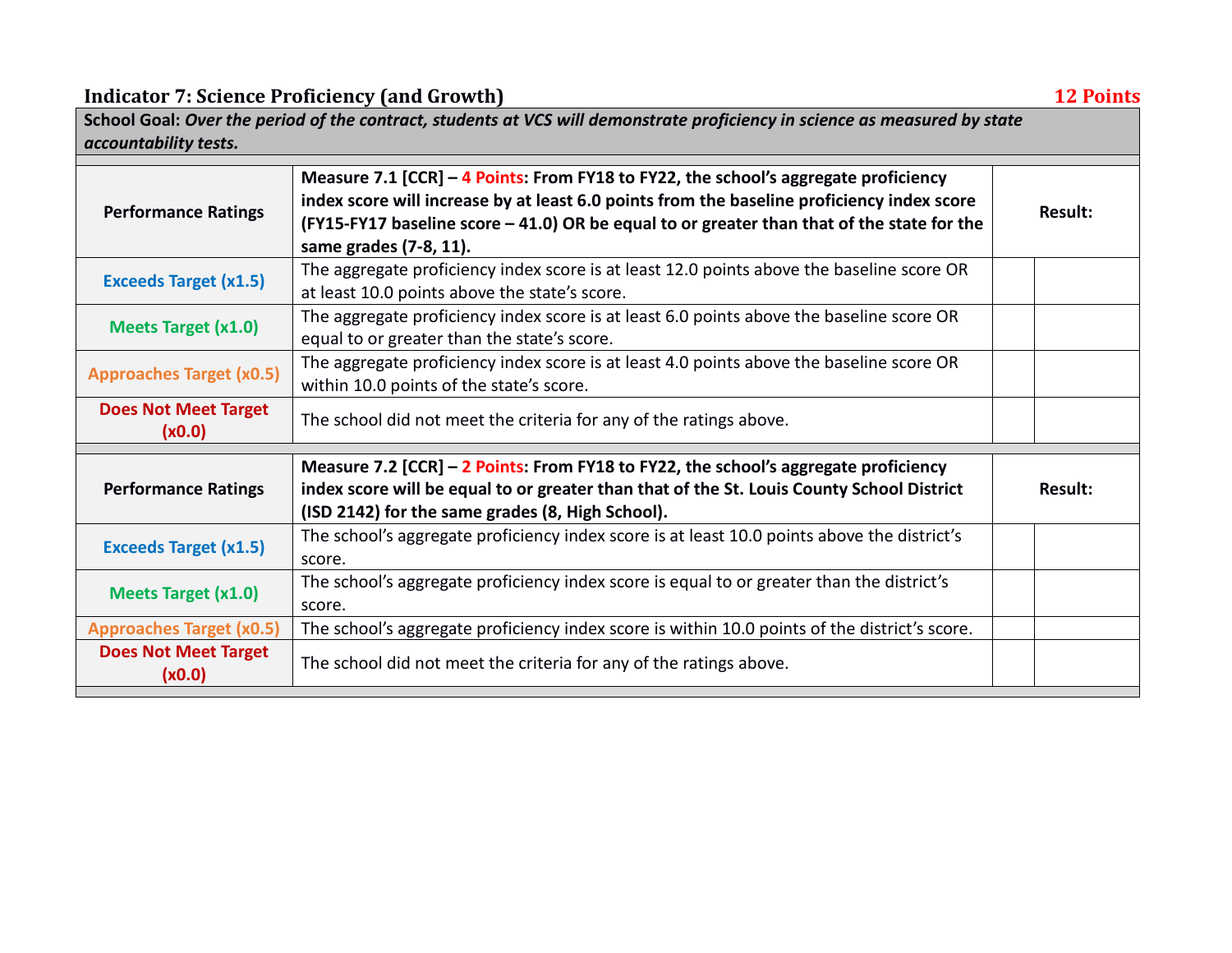### Indicator 7: Science Proficiency (and Growth) — 12 Points

| School Goal: *Over the period of the contract, students at VCS will demonstrate proficiency in science as measured by state accountability tests.* | | | |
|---|---|---|---|
| **Performance Ratings** | **Measure 7.1 [CCR] – 4 Points: From FY18 to FY22, the school's aggregate proficiency index score will increase by at least 6.0 points from the baseline proficiency index score (FY15-FY17 baseline score – 41.0) OR be equal to or greater than that of the state for the same grades (7-8, 11).** | **Result:** | |
| **Exceeds Target (x1.5)** | The aggregate proficiency index score is at least 12.0 points above the baseline score OR at least 10.0 points above the state's score. | | |
| **Meets Target (x1.0)** | The aggregate proficiency index score is at least 6.0 points above the baseline score OR equal to or greater than the state's score. | | |
| **Approaches Target (x0.5)** | The aggregate proficiency index score is at least 4.0 points above the baseline score OR within 10.0 points of the state's score. | | |
| **Does Not Meet Target (x0.0)** | The school did not meet the criteria for any of the ratings above. | | |
| **Performance Ratings** | **Measure 7.2 [CCR] – 2 Points: From FY18 to FY22, the school's aggregate proficiency index score will be equal to or greater than that of the St. Louis County School District (ISD 2142) for the same grades (8, High School).** | **Result:** | |
| **Exceeds Target (x1.5)** | The school's aggregate proficiency index score is at least 10.0 points above the district's score. | | |
| **Meets Target (x1.0)** | The school's aggregate proficiency index score is equal to or greater than the district's score. | | |
| **Approaches Target (x0.5)** | The school's aggregate proficiency index score is within 10.0 points of the district's score. | | |
| **Does Not Meet Target (x0.0)** | The school did not meet the criteria for any of the ratings above. | | |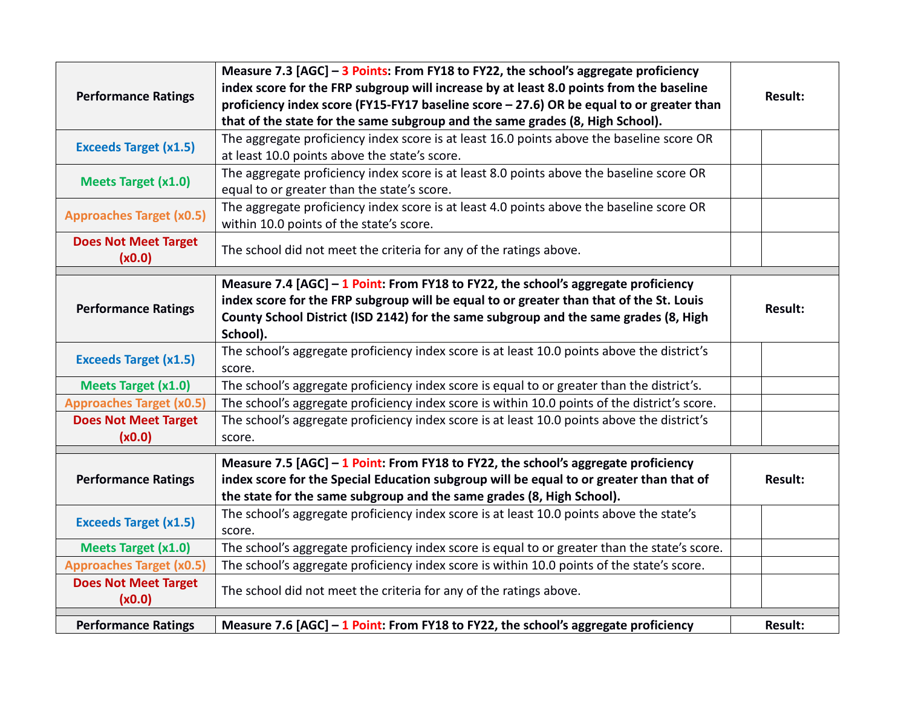| Performance Ratings | Measure 7.3 [AGC] – 3 Points: From FY18 to FY22, the school's aggregate proficiency index score for the FRP subgroup will increase by at least 8.0 points from the baseline proficiency index score (FY15-FY17 baseline score – 27.6) OR be equal to or greater than that of the state for the same subgroup and the same grades (8, High School). | Result: | |
|---|---|---|---|
| Exceeds Target (x1.5) | The aggregate proficiency index score is at least 16.0 points above the baseline score OR at least 10.0 points above the state's score. | | |
| Meets Target (x1.0) | The aggregate proficiency index score is at least 8.0 points above the baseline score OR equal to or greater than the state's score. | | |
| Approaches Target (x0.5) | The aggregate proficiency index score is at least 4.0 points above the baseline score OR within 10.0 points of the state's score. | | |
| Does Not Meet Target (x0.0) | The school did not meet the criteria for any of the ratings above. | | |

| Performance Ratings | Measure 7.4 [AGC] – 1 Point: From FY18 to FY22, the school's aggregate proficiency index score for the FRP subgroup will be equal to or greater than that of the St. Louis County School District (ISD 2142) for the same subgroup and the same grades (8, High School). | Result: | |
|---|---|---|---|
| Exceeds Target (x1.5) | The school's aggregate proficiency index score is at least 10.0 points above the district's score. | | |
| Meets Target (x1.0) | The school's aggregate proficiency index score is equal to or greater than the district's. | | |
| Approaches Target (x0.5) | The school's aggregate proficiency index score is within 10.0 points of the district's score. | | |
| Does Not Meet Target (x0.0) | The school's aggregate proficiency index score is at least 10.0 points above the district's score. | | |

| Performance Ratings | Measure 7.5 [AGC] – 1 Point: From FY18 to FY22, the school's aggregate proficiency index score for the Special Education subgroup will be equal to or greater than that of the state for the same subgroup and the same grades (8, High School). | Result: | |
|---|---|---|---|
| Exceeds Target (x1.5) | The school's aggregate proficiency index score is at least 10.0 points above the state's score. | | |
| Meets Target (x1.0) | The school's aggregate proficiency index score is equal to or greater than the state's score. | | |
| Approaches Target (x0.5) | The school's aggregate proficiency index score is within 10.0 points of the state's score. | | |
| Does Not Meet Target (x0.0) | The school did not meet the criteria for any of the ratings above. | | |

| Performance Ratings | Measure 7.6 [AGC] – 1 Point: From FY18 to FY22, the school's aggregate proficiency | Result: | |
|---|---|---|---|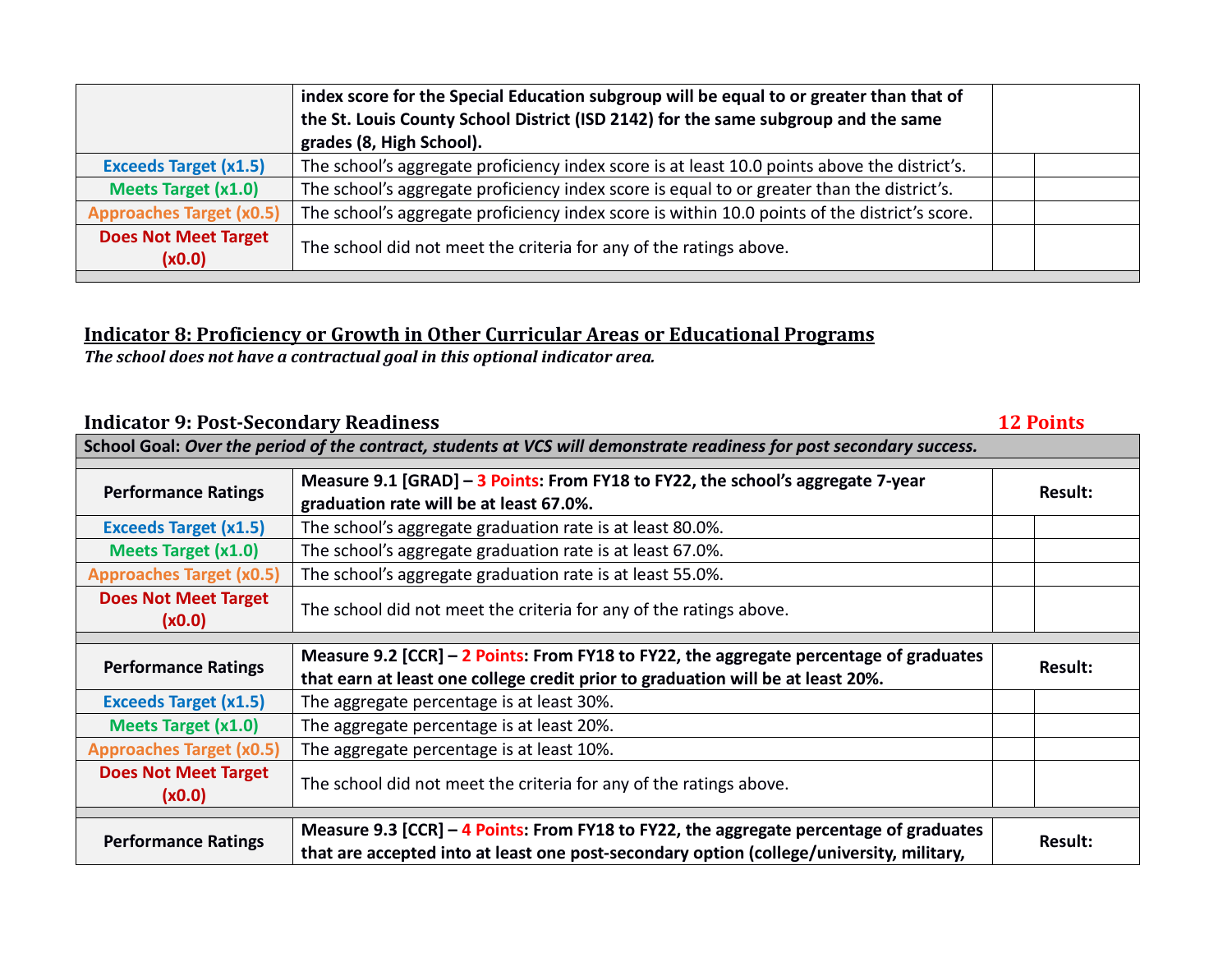| | **index score for the Special Education subgroup will be equal to or greater than that of the St. Louis County School District (ISD 2142) for the same subgroup and the same grades (8, High School).** | | |
|---|---|---|---|
| **Exceeds Target (x1.5)** | The school's aggregate proficiency index score is at least 10.0 points above the district's. | | |
| **Meets Target (x1.0)** | The school's aggregate proficiency index score is equal to or greater than the district's. | | |
| **Approaches Target (x0.5)** | The school's aggregate proficiency index score is within 10.0 points of the district's score. | | |
| **Does Not Meet Target (x0.0)** | The school did not meet the criteria for any of the ratings above. | | |

## Indicator 8: Proficiency or Growth in Other Curricular Areas or Educational Programs

***The school does not have a contractual goal in this optional indicator area.***

## Indicator 9: Post-Secondary Readiness — 12 Points

**School Goal:** ***Over the period of the contract, students at VCS will demonstrate readiness for post secondary success.***

| **Performance Ratings** | **Measure 9.1 [GRAD] – 3 Points: From FY18 to FY22, the school's aggregate 7-year graduation rate will be at least 67.0%.** | **Result:** | |
|---|---|---|---|
| **Exceeds Target (x1.5)** | The school's aggregate graduation rate is at least 80.0%. | | |
| **Meets Target (x1.0)** | The school's aggregate graduation rate is at least 67.0%. | | |
| **Approaches Target (x0.5)** | The school's aggregate graduation rate is at least 55.0%. | | |
| **Does Not Meet Target (x0.0)** | The school did not meet the criteria for any of the ratings above. | | |

| **Performance Ratings** | **Measure 9.2 [CCR] – 2 Points: From FY18 to FY22, the aggregate percentage of graduates that earn at least one college credit prior to graduation will be at least 20%.** | **Result:** | |
|---|---|---|---|
| **Exceeds Target (x1.5)** | The aggregate percentage is at least 30%. | | |
| **Meets Target (x1.0)** | The aggregate percentage is at least 20%. | | |
| **Approaches Target (x0.5)** | The aggregate percentage is at least 10%. | | |
| **Does Not Meet Target (x0.0)** | The school did not meet the criteria for any of the ratings above. | | |

| **Performance Ratings** | **Measure 9.3 [CCR] – 4 Points: From FY18 to FY22, the aggregate percentage of graduates that are accepted into at least one post-secondary option (college/university, military,** | **Result:** |
|---|---|---|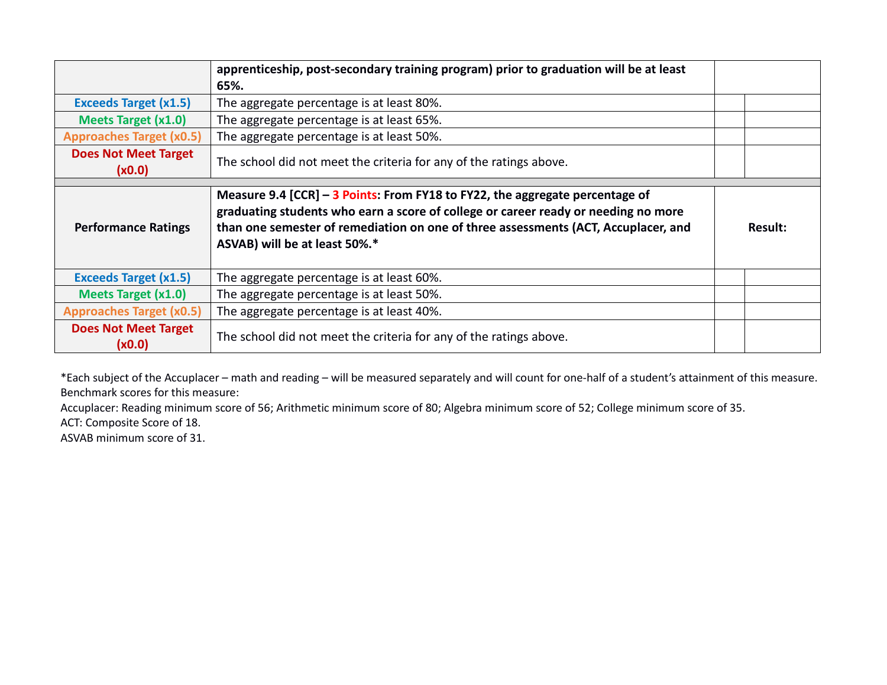| | **apprenticeship, post-secondary training program) prior to graduation will be at least 65%.** | | |
|---|---|---|---|
| Exceeds Target (x1.5) | The aggregate percentage is at least 80%. | | |
| Meets Target (x1.0) | The aggregate percentage is at least 65%. | | |
| Approaches Target (x0.5) | The aggregate percentage is at least 50%. | | |
| Does Not Meet Target (x0.0) | The school did not meet the criteria for any of the ratings above. | | |

| **Performance Ratings** | **Measure 9.4 [CCR] – 3 Points: From FY18 to FY22, the aggregate percentage of graduating students who earn a score of college or career ready or needing no more than one semester of remediation on one of three assessments (ACT, Accuplacer, and ASVAB) will be at least 50%.*** | **Result:** | |
|---|---|---|---|
| Exceeds Target (x1.5) | The aggregate percentage is at least 60%. | | |
| Meets Target (x1.0) | The aggregate percentage is at least 50%. | | |
| Approaches Target (x0.5) | The aggregate percentage is at least 40%. | | |
| Does Not Meet Target (x0.0) | The school did not meet the criteria for any of the ratings above. | | |

*Each subject of the Accuplacer – math and reading – will be measured separately and will count for one-half of a student's attainment of this measure.
Benchmark scores for this measure:
Accuplacer: Reading minimum score of 56; Arithmetic minimum score of 80; Algebra minimum score of 52; College minimum score of 35.
ACT: Composite Score of 18.
ASVAB minimum score of 31.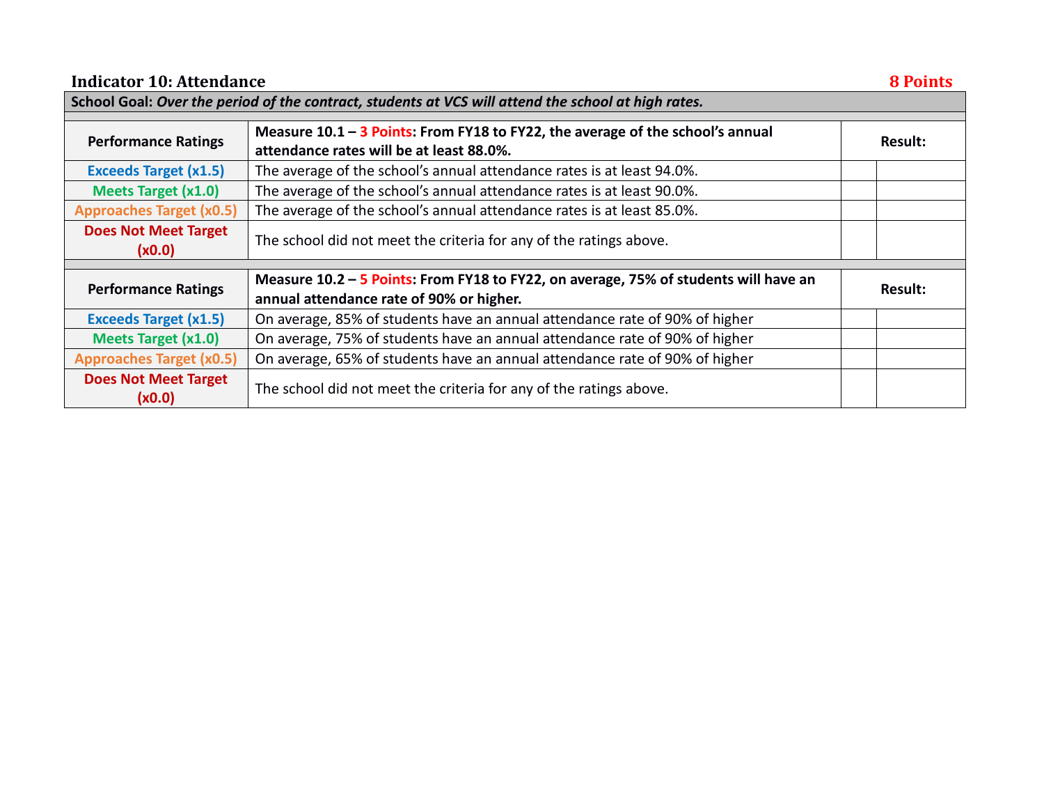### Indicator 10: Attendance — 8 Points

| School Goal: *Over the period of the contract, students at VCS will attend the school at high rates.* | | | |
|---|---|---|---|
| **Performance Ratings** | **Measure 10.1 – 3 Points: From FY18 to FY22, the average of the school's annual attendance rates will be at least 88.0%.** | **Result:** | |
| **Exceeds Target (x1.5)** | The average of the school's annual attendance rates is at least 94.0%. | | |
| **Meets Target (x1.0)** | The average of the school's annual attendance rates is at least 90.0%. | | |
| **Approaches Target (x0.5)** | The average of the school's annual attendance rates is at least 85.0%. | | |
| **Does Not Meet Target (x0.0)** | The school did not meet the criteria for any of the ratings above. | | |
| **Performance Ratings** | **Measure 10.2 – 5 Points: From FY18 to FY22, on average, 75% of students will have an annual attendance rate of 90% or higher.** | **Result:** | |
| **Exceeds Target (x1.5)** | On average, 85% of students have an annual attendance rate of 90% of higher | | |
| **Meets Target (x1.0)** | On average, 75% of students have an annual attendance rate of 90% of higher | | |
| **Approaches Target (x0.5)** | On average, 65% of students have an annual attendance rate of 90% of higher | | |
| **Does Not Meet Target (x0.0)** | The school did not meet the criteria for any of the ratings above. | | |